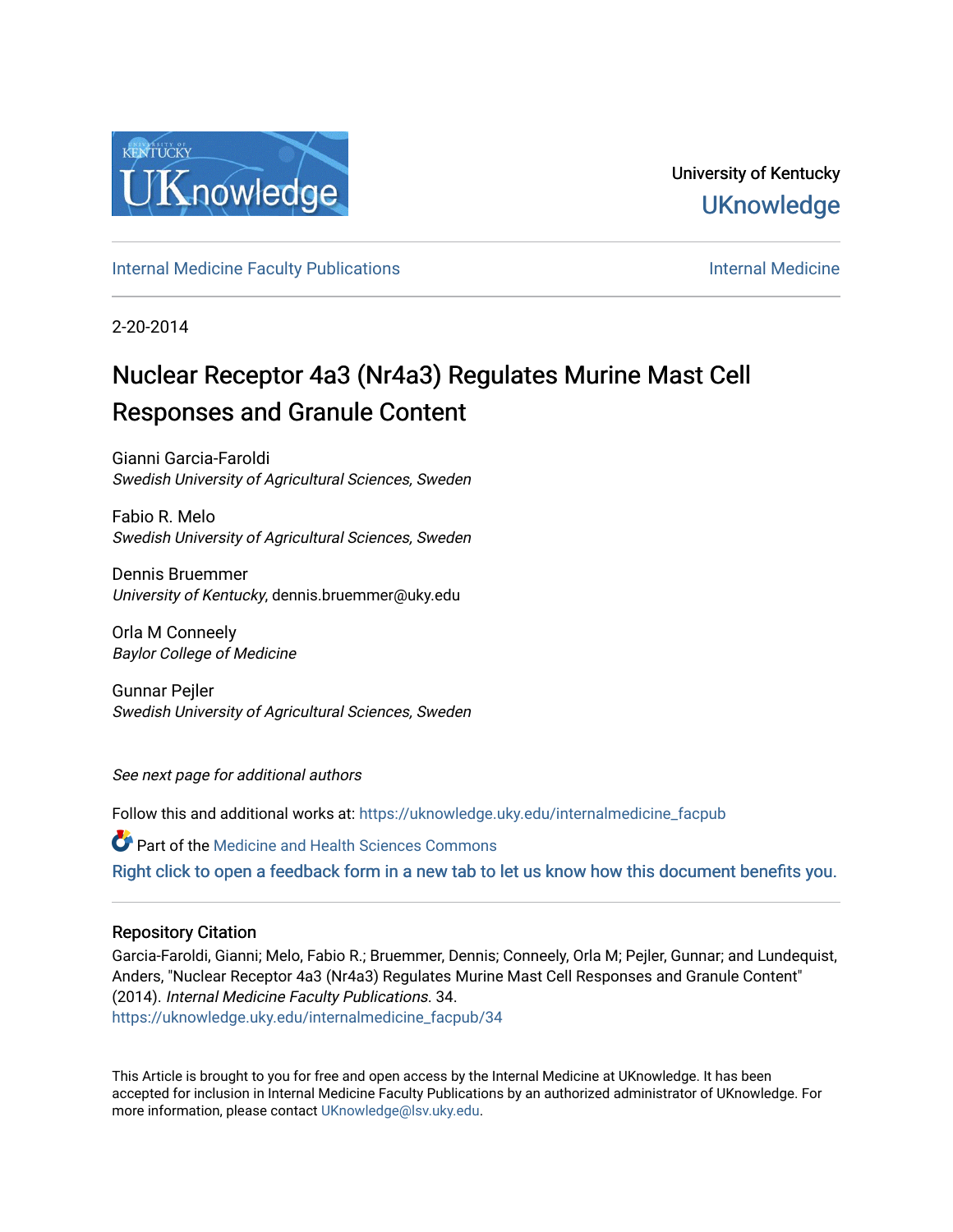University of Kentucky

UKnowledge

Internal Medicine Faculty Publications | Internal Medicine

2-20-2014

# Nuclear Receptor 4a3 (Nr4a3) Regulates Murine Mast Cell Responses and Granule Content

Gianni Garcia-Faroldi
*Swedish University of Agricultural Sciences, Sweden*

Fabio R. Melo
*Swedish University of Agricultural Sciences, Sweden*

Dennis Bruemmer
*University of Kentucky*, dennis.bruemmer@uky.edu

Orla M Conneely
*Baylor College of Medicine*

Gunnar Pejler
*Swedish University of Agricultural Sciences, Sweden*

*See next page for additional authors*

Follow this and additional works at: https://uknowledge.uky.edu/internalmedicine_facpub

Part of the Medicine and Health Sciences Commons

Right click to open a feedback form in a new tab to let us know how this document benefits you.

## Repository Citation

Garcia-Faroldi, Gianni; Melo, Fabio R.; Bruemmer, Dennis; Conneely, Orla M; Pejler, Gunnar; and Lundequist, Anders, "Nuclear Receptor 4a3 (Nr4a3) Regulates Murine Mast Cell Responses and Granule Content" (2014). *Internal Medicine Faculty Publications*. 34.
https://uknowledge.uky.edu/internalmedicine_facpub/34

This Article is brought to you for free and open access by the Internal Medicine at UKnowledge. It has been accepted for inclusion in Internal Medicine Faculty Publications by an authorized administrator of UKnowledge. For more information, please contact UKnowledge@lsv.uky.edu.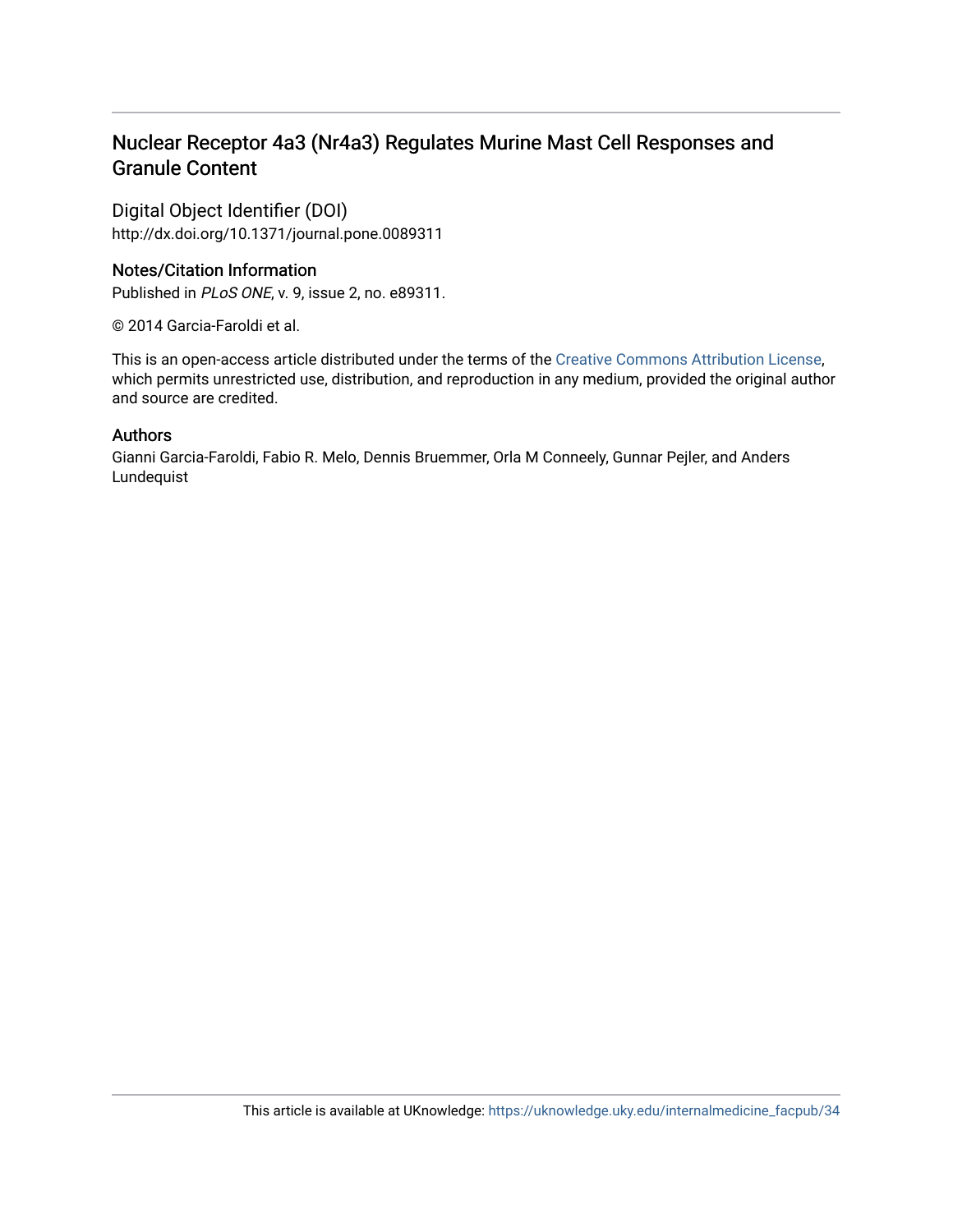## Nuclear Receptor 4a3 (Nr4a3) Regulates Murine Mast Cell Responses and Granule Content

### Digital Object Identifier (DOI)

http://dx.doi.org/10.1371/journal.pone.0089311

### Notes/Citation Information

Published in *PLoS ONE*, v. 9, issue 2, no. e89311.

© 2014 Garcia-Faroldi et al.

This is an open-access article distributed under the terms of the Creative Commons Attribution License, which permits unrestricted use, distribution, and reproduction in any medium, provided the original author and source are credited.

### Authors

Gianni Garcia-Faroldi, Fabio R. Melo, Dennis Bruemmer, Orla M Conneely, Gunnar Pejler, and Anders Lundequist

This article is available at UKnowledge: https://uknowledge.uky.edu/internalmedicine_facpub/34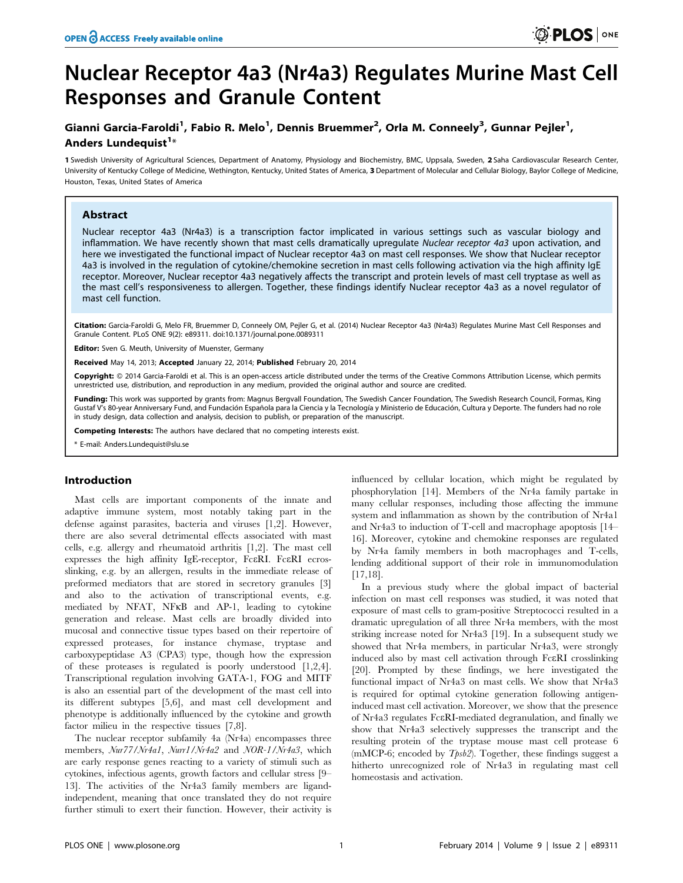# Nuclear Receptor 4a3 (Nr4a3) Regulates Murine Mast Cell Responses and Granule Content

**Gianni Garcia-Faroldi[1], Fabio R. Melo[1], Dennis Bruemmer[2], Orla M. Conneely[3], Gunnar Pejler[1], Anders Lundequist[1]***

1 Swedish University of Agricultural Sciences, Department of Anatomy, Physiology and Biochemistry, BMC, Uppsala, Sweden, 2 Saha Cardiovascular Research Center, University of Kentucky College of Medicine, Wethington, Kentucky, United States of America, 3 Department of Molecular and Cellular Biology, Baylor College of Medicine, Houston, Texas, United States of America

## Abstract

Nuclear receptor 4a3 (Nr4a3) is a transcription factor implicated in various settings such as vascular biology and inflammation. We have recently shown that mast cells dramatically upregulate *Nuclear receptor 4a3* upon activation, and here we investigated the functional impact of Nuclear receptor 4a3 on mast cell responses. We show that Nuclear receptor 4a3 is involved in the regulation of cytokine/chemokine secretion in mast cells following activation via the high affinity IgE receptor. Moreover, Nuclear receptor 4a3 negatively affects the transcript and protein levels of mast cell tryptase as well as the mast cell's responsiveness to allergen. Together, these findings identify Nuclear receptor 4a3 as a novel regulator of mast cell function.

**Citation:** Garcia-Faroldi G, Melo FR, Bruemmer D, Conneely OM, Pejler G, et al. (2014) Nuclear Receptor 4a3 (Nr4a3) Regulates Murine Mast Cell Responses and Granule Content. PLoS ONE 9(2): e89311. doi:10.1371/journal.pone.0089311

**Editor:** Sven G. Meuth, University of Muenster, Germany

**Received** May 14, 2013; **Accepted** January 22, 2014; **Published** February 20, 2014

**Copyright:** © 2014 Garcia-Faroldi et al. This is an open-access article distributed under the terms of the Creative Commons Attribution License, which permits unrestricted use, distribution, and reproduction in any medium, provided the original author and source are credited.

**Funding:** This work was supported by grants from: Magnus Bergvall Foundation, The Swedish Cancer Foundation, The Swedish Research Council, Formas, King Gustaf V's 80-year Anniversary Fund, and Fundación Española para la Ciencia y la Tecnología y Ministerio de Educación, Cultura y Deporte. The funders had no role in study design, data collection and analysis, decision to publish, or preparation of the manuscript.

**Competing Interests:** The authors have declared that no competing interests exist.

\* E-mail: Anders.Lundequist@slu.se

## Introduction

Mast cells are important components of the innate and adaptive immune system, most notably taking part in the defense against parasites, bacteria and viruses [1,2]. However, there are also several detrimental effects associated with mast cells, e.g. allergy and rheumatoid arthritis [1,2]. The mast cell expresses the high affinity IgE-receptor, FcεRI. FcεRI ecrosslinking, e.g. by an allergen, results in the immediate release of preformed mediators that are stored in secretory granules [3] and also to the activation of transcriptional events, e.g. mediated by NFAT, NFκB and AP-1, leading to cytokine generation and release. Mast cells are broadly divided into mucosal and connective tissue types based on their repertoire of expressed proteases, for instance chymase, tryptase and carboxypeptidase A3 (CPA3) type, though how the expression of these proteases is regulated is poorly understood [1,2,4]. Transcriptional regulation involving GATA-1, FOG and MITF is also an essential part of the development of the mast cell into its different subtypes [5,6], and mast cell development and phenotype is additionally influenced by the cytokine and growth factor milieu in the respective tissues [7,8].

The nuclear receptor subfamily 4a (Nr4a) encompasses three members, *Nur77/Nr4a1*, *Nurr1/Nr4a2* and *NOR-1/Nr4a3*, which are early response genes reacting to a variety of stimuli such as cytokines, infectious agents, growth factors and cellular stress [9–13]. The activities of the Nr4a3 family members are ligand-independent, meaning that once translated they do not require further stimuli to exert their function. However, their activity is influenced by cellular location, which might be regulated by phosphorylation [14]. Members of the Nr4a family partake in many cellular responses, including those affecting the immune system and inflammation as shown by the contribution of Nr4a1 and Nr4a3 to induction of T-cell and macrophage apoptosis [14–16]. Moreover, cytokine and chemokine responses are regulated by Nr4a family members in both macrophages and T-cells, lending additional support of their role in immunomodulation [17,18].

In a previous study where the global impact of bacterial infection on mast cell responses was studied, it was noted that exposure of mast cells to gram-positive Streptococci resulted in a dramatic upregulation of all three Nr4a members, with the most striking increase noted for Nr4a3 [19]. In a subsequent study we showed that Nr4a members, in particular Nr4a3, were strongly induced also by mast cell activation through FcεRI crosslinking [20]. Prompted by these findings, we here investigated the functional impact of Nr4a3 on mast cells. We show that Nr4a3 is required for optimal cytokine generation following antigen-induced mast cell activation. Moreover, we show that the presence of Nr4a3 regulates FcεRI-mediated degranulation, and finally we show that Nr4a3 selectively suppresses the transcript and the resulting protein of the tryptase mouse mast cell protease 6 (mMCP-6; encoded by *Tpsb2*). Together, these findings suggest a hitherto unrecognized role of Nr4a3 in regulating mast cell homeostasis and activation.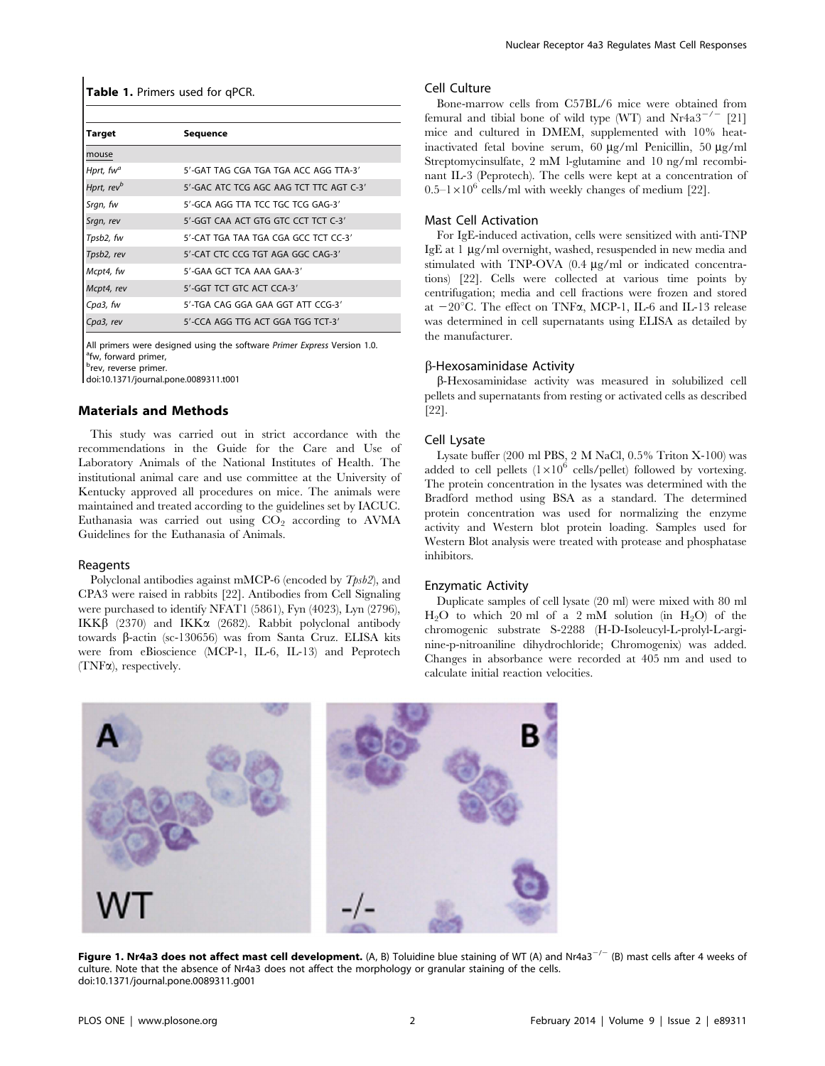**Table 1.** Primers used for qPCR.

| Target | Sequence |
|---|---|
| mouse | |
| *Hprt, fw*[a] | 5′-GAT TAG CGA TGA TGA ACC AGG TTA-3′ |
| *Hprt, rev*[b] | 5′-GAC ATC TCG AGC AAG TCT TTC AGT C-3′ |
| *Srgn, fw* | 5′-GCA AGG TTA TCC TGC TCG GAG-3′ |
| *Srgn, rev* | 5′-GGT CAA ACT GTG GTC CCT TCT C-3′ |
| *Tpsb2, fw* | 5′-CAT TGA TAA TGA CGA GCC TCT CC-3′ |
| *Tpsb2, rev* | 5′-CAT CTC CCG TGT AGA GGC CAG-3′ |
| *Mcpt4, fw* | 5′-GAA GCT TCA AAA GAA-3′ |
| *Mcpt4, rev* | 5′-GGT TCT GTC ACT CCA-3′ |
| *Cpa3, fw* | 5′-TGA CAG GGA GAA GGT ATT CCG-3′ |
| *Cpa3, rev* | 5′-CCA AGG TTG ACT GGA TGG TCT-3′ |

All primers were designed using the software *Primer Express* Version 1.0.
[a]fw, forward primer,
[b]rev, reverse primer.
doi:10.1371/journal.pone.0089311.t001

## Materials and Methods

This study was carried out in strict accordance with the recommendations in the Guide for the Care and Use of Laboratory Animals of the National Institutes of Health. The institutional animal care and use committee at the University of Kentucky approved all procedures on mice. The animals were maintained and treated according to the guidelines set by IACUC. Euthanasia was carried out using $CO_2$ according to AVMA Guidelines for the Euthanasia of Animals.

### Reagents

Polyclonal antibodies against mMCP-6 (encoded by *Tpsb2*), and CPA3 were raised in rabbits [22]. Antibodies from Cell Signaling were purchased to identify NFAT1 (5861), Fyn (4023), Lyn (2796), IKKβ (2370) and IKKα (2682). Rabbit polyclonal antibody towards β-actin (sc-130656) was from Santa Cruz. ELISA kits were from eBioscience (MCP-1, IL-6, IL-13) and Peprotech (TNFα), respectively.

### Cell Culture

Bone-marrow cells from C57BL/6 mice were obtained from femural and tibial bone of wild type (WT) and Nr4a3$^{-/-}$ [21] mice and cultured in DMEM, supplemented with 10% heat-inactivated fetal bovine serum, 60 µg/ml Penicillin, 50 µg/ml Streptomycinsulfate, 2 mM l-glutamine and 10 ng/ml recombinant IL-3 (Peprotech). The cells were kept at a concentration of $0.5–1\times10^6$ cells/ml with weekly changes of medium [22].

### Mast Cell Activation

For IgE-induced activation, cells were sensitized with anti-TNP IgE at 1 µg/ml overnight, washed, resuspended in new media and stimulated with TNP-OVA (0.4 µg/ml or indicated concentrations) [22]. Cells were collected at various time points by centrifugation; media and cell fractions were frozen and stored at −20°C. The effect on TNFα, MCP-1, IL-6 and IL-13 release was determined in cell supernatants using ELISA as detailed by the manufacturer.

### β-Hexosaminidase Activity

β-Hexosaminidase activity was measured in solubilized cell pellets and supernatants from resting or activated cells as described [22].

### Cell Lysate

Lysate buffer (200 ml PBS, 2 M NaCl, 0.5% Triton X-100) was added to cell pellets ($1\times10^6$ cells/pellet) followed by vortexing. The protein concentration in the lysates was determined with the Bradford method using BSA as a standard. The determined protein concentration was used for normalizing the enzyme activity and Western blot protein loading. Samples used for Western Blot analysis were treated with protease and phosphatase inhibitors.

### Enzymatic Activity

Duplicate samples of cell lysate (20 ml) were mixed with 80 ml $H_2O$ to which 20 ml of a 2 mM solution (in $H_2O$) of the chromogenic substrate S-2288 (H-D-Isoleucyl-L-prolyl-L-arginine-p-nitroaniline dihydrochloride; Chromogenix) was added. Changes in absorbance were recorded at 405 nm and used to calculate initial reaction velocities.

**Figure 1. Nr4a3 does not affect mast cell development.** (A, B) Toluidine blue staining of WT (A) and Nr4a3$^{-/-}$ (B) mast cells after 4 weeks of culture. Note that the absence of Nr4a3 does not affect the morphology or granular staining of the cells.
doi:10.1371/journal.pone.0089311.g001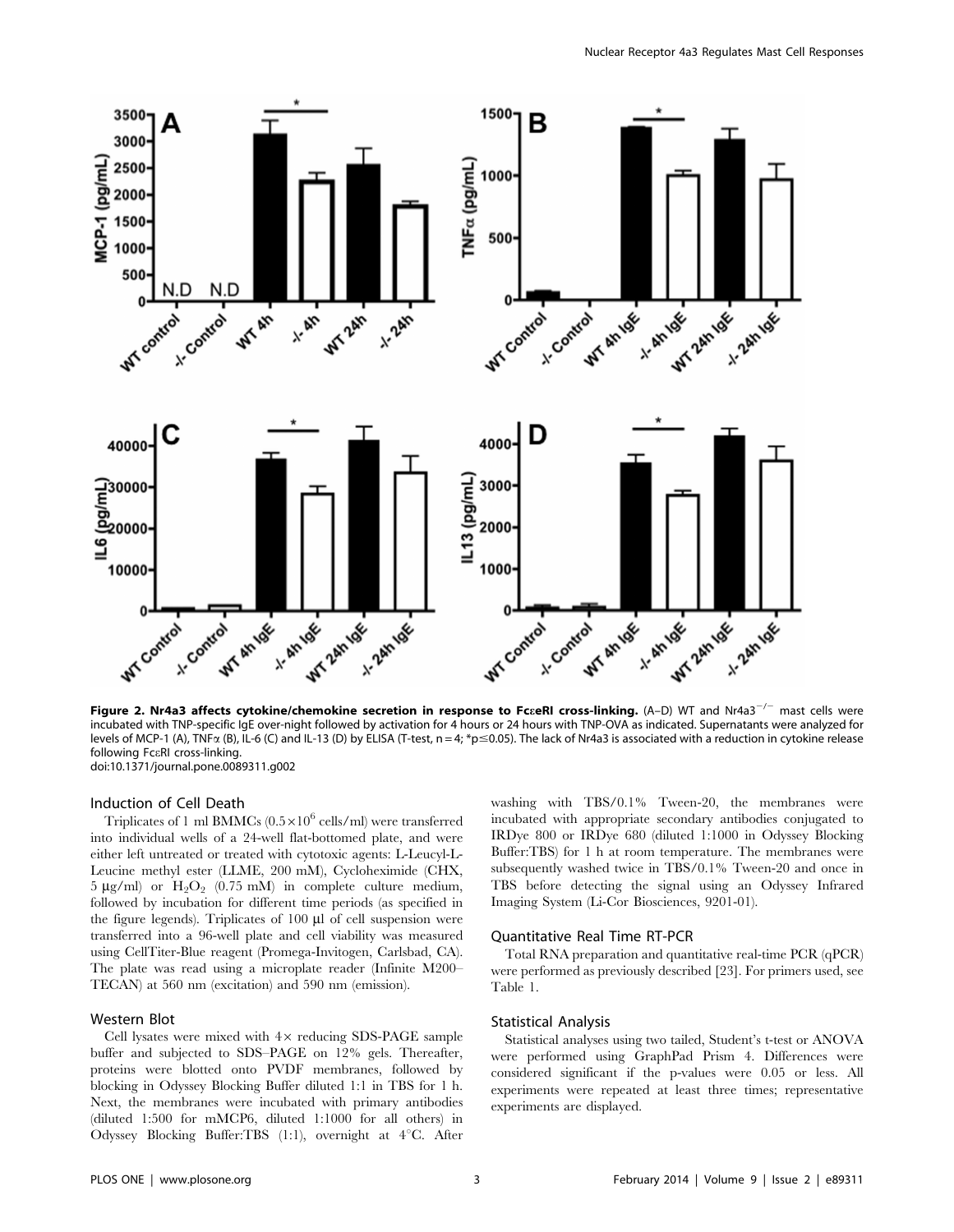**Figure 2. Nr4a3 affects cytokine/chemokine secretion in response to FcεRI cross-linking.** (A–D) WT and Nr4a3$^{-/-}$ mast cells were incubated with TNP-specific IgE over-night followed by activation for 4 hours or 24 hours with TNP-OVA as indicated. Supernatants were analyzed for levels of MCP-1 (A), TNFα (B), IL-6 (C) and IL-13 (D) by ELISA (T-test, n = 4; *p≤0.05). The lack of Nr4a3 is associated with a reduction in cytokine release following FcεRI cross-linking.
doi:10.1371/journal.pone.0089311.g002

### Induction of Cell Death

Triplicates of 1 ml BMMCs ($0.5\times10^6$ cells/ml) were transferred into individual wells of a 24-well flat-bottomed plate, and were either left untreated or treated with cytotoxic agents: L-Leucyl-L-Leucine methyl ester (LLME, 200 mM), Cycloheximide (CHX, 5 μg/ml) or $H_2O_2$ (0.75 mM) in complete culture medium, followed by incubation for different time periods (as specified in the figure legends). Triplicates of 100 μl of cell suspension were transferred into a 96-well plate and cell viability was measured using CellTiter-Blue reagent (Promega-Invitogen, Carlsbad, CA). The plate was read using a microplate reader (Infinite M200–TECAN) at 560 nm (excitation) and 590 nm (emission).

### Western Blot

Cell lysates were mixed with 4× reducing SDS-PAGE sample buffer and subjected to SDS–PAGE on 12% gels. Thereafter, proteins were blotted onto PVDF membranes, followed by blocking in Odyssey Blocking Buffer diluted 1:1 in TBS for 1 h. Next, the membranes were incubated with primary antibodies (diluted 1:500 for mMCP6, diluted 1:1000 for all others) in Odyssey Blocking Buffer:TBS (1:1), overnight at 4°C. After washing with TBS/0.1% Tween-20, the membranes were incubated with appropriate secondary antibodies conjugated to IRDye 800 or IRDye 680 (diluted 1:1000 in Odyssey Blocking Buffer:TBS) for 1 h at room temperature. The membranes were subsequently washed twice in TBS/0.1% Tween-20 and once in TBS before detecting the signal using an Odyssey Infrared Imaging System (Li-Cor Biosciences, 9201-01).

### Quantitative Real Time RT-PCR

Total RNA preparation and quantitative real-time PCR (qPCR) were performed as previously described [23]. For primers used, see Table 1.

### Statistical Analysis

Statistical analyses using two tailed, Student's t-test or ANOVA were performed using GraphPad Prism 4. Differences were considered significant if the p-values were 0.05 or less. All experiments were repeated at least three times; representative experiments are displayed.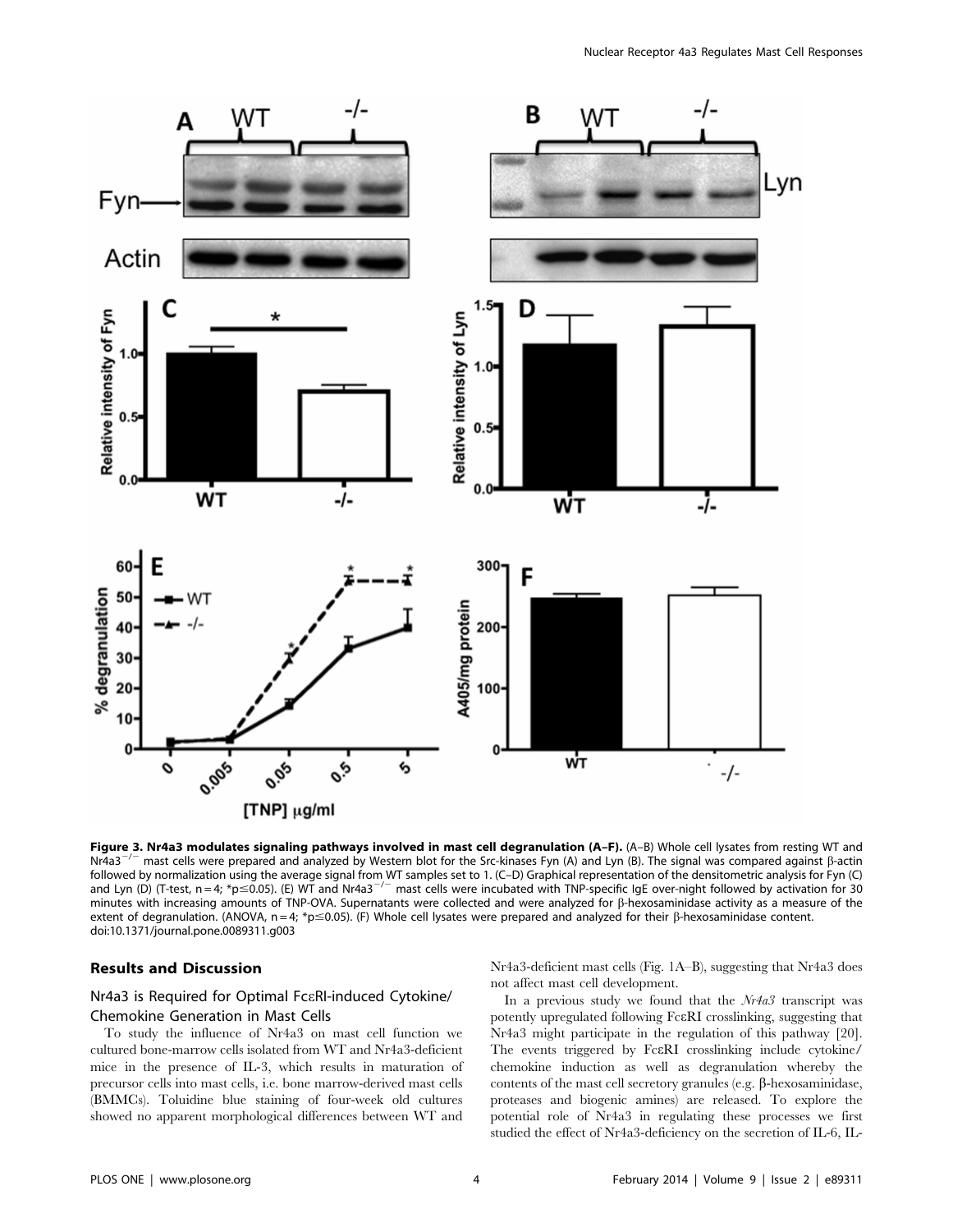**Figure 3. Nr4a3 modulates signaling pathways involved in mast cell degranulation (A–F).** (A–B) Whole cell lysates from resting WT and Nr4a3$^{-/-}$ mast cells were prepared and analyzed by Western blot for the Src-kinases Fyn (A) and Lyn (B). The signal was compared against β-actin followed by normalization using the average signal from WT samples set to 1. (C–D) Graphical representation of the densitometric analysis for Fyn (C) and Lyn (D) (T-test, n = 4; *p≤0.05). (E) WT and Nr4a3$^{-/-}$ mast cells were incubated with TNP-specific IgE over-night followed by activation for 30 minutes with increasing amounts of TNP-OVA. Supernatants were collected and were analyzed for β-hexosaminidase activity as a measure of the extent of degranulation. (ANOVA, n = 4; *p≤0.05). (F) Whole cell lysates were prepared and analyzed for their β-hexosaminidase content.
doi:10.1371/journal.pone.0089311.g003

## Results and Discussion

### Nr4a3 is Required for Optimal FcεRI-induced Cytokine/Chemokine Generation in Mast Cells

To study the influence of Nr4a3 on mast cell function we cultured bone-marrow cells isolated from WT and Nr4a3-deficient mice in the presence of IL-3, which results in maturation of precursor cells into mast cells, i.e. bone marrow-derived mast cells (BMMCs). Toluidine blue staining of four-week old cultures showed no apparent morphological differences between WT and Nr4a3-deficient mast cells (Fig. 1A–B), suggesting that Nr4a3 does not affect mast cell development.

In a previous study we found that the *Nr4a3* transcript was potently upregulated following FcεRI crosslinking, suggesting that Nr4a3 might participate in the regulation of this pathway [20]. The events triggered by FcεRI crosslinking include cytokine/chemokine induction as well as degranulation whereby the contents of the mast cell secretory granules (e.g. β-hexosaminidase, proteases and biogenic amines) are released. To explore the potential role of Nr4a3 in regulating these processes we first studied the effect of Nr4a3-deficiency on the secretion of IL-6, IL-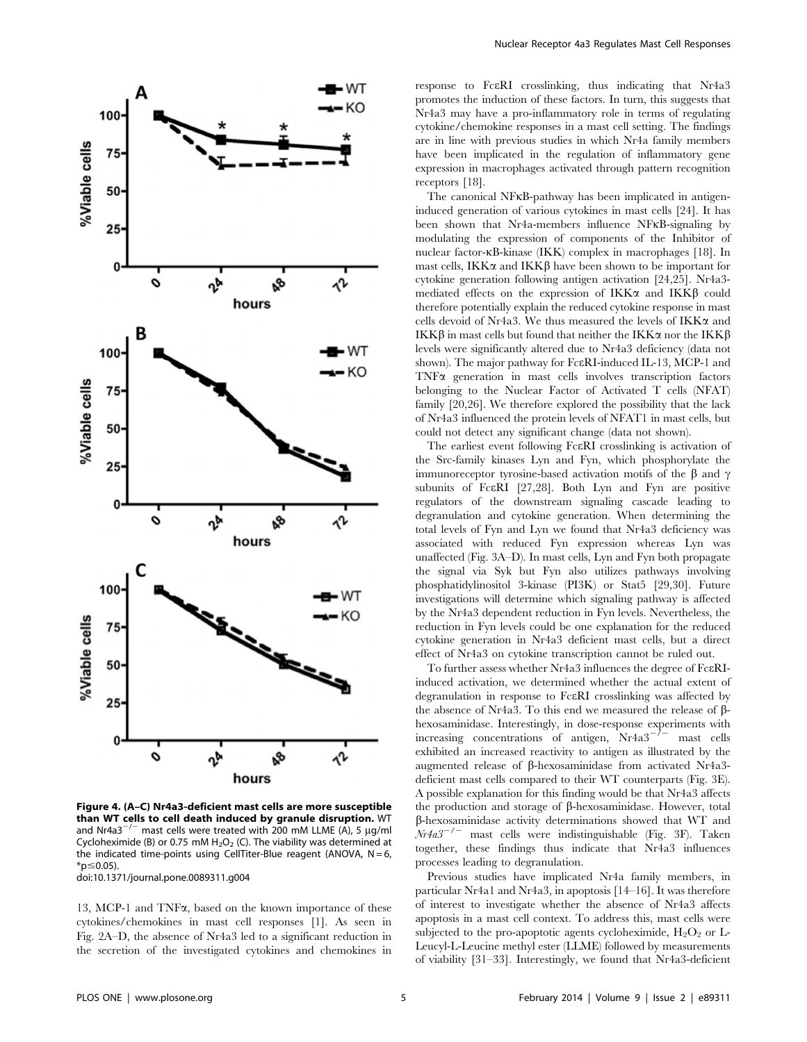**Figure 4. (A–C) Nr4a3-deficient mast cells are more susceptible than WT cells to cell death induced by granule disruption.** WT and Nr4a3$^{-/-}$ mast cells were treated with 200 mM LLME (A), 5 µg/ml Cycloheximide (B) or 0.75 mM $H_2O_2$ (C). The viability was determined at the indicated time-points using CellTiter-Blue reagent (ANOVA, N = 6, *p≤0.05).

doi:10.1371/journal.pone.0089311.g004

13, MCP-1 and TNFα, based on the known importance of these cytokines/chemokines in mast cell responses [1]. As seen in Fig. 2A–D, the absence of Nr4a3 led to a significant reduction in the secretion of the investigated cytokines and chemokines in response to FcεRI crosslinking, thus indicating that Nr4a3 promotes the induction of these factors. In turn, this suggests that Nr4a3 may have a pro-inflammatory role in terms of regulating cytokine/chemokine responses in a mast cell setting. The findings are in line with previous studies in which Nr4a family members have been implicated in the regulation of inflammatory gene expression in macrophages activated through pattern recognition receptors [18].

The canonical NFκB-pathway has been implicated in antigen-induced generation of various cytokines in mast cells [24]. It has been shown that Nr4a-members influence NFκB-signaling by modulating the expression of components of the Inhibitor of nuclear factor-κB-kinase (IKK) complex in macrophages [18]. In mast cells, IKKα and IKKβ have been shown to be important for cytokine generation following antigen activation [24,25]. Nr4a3-mediated effects on the expression of IKKα and IKKβ could therefore potentially explain the reduced cytokine response in mast cells devoid of Nr4a3. We thus measured the levels of IKKα and IKKβ in mast cells but found that neither the IKKα nor the IKKβ levels were significantly altered due to Nr4a3 deficiency (data not shown). The major pathway for FcεRI-induced IL-13, MCP-1 and TNFα generation in mast cells involves transcription factors belonging to the Nuclear Factor of Activated T cells (NFAT) family [20,26]. We therefore explored the possibility that the lack of Nr4a3 influenced the protein levels of NFAT1 in mast cells, but could not detect any significant change (data not shown).

The earliest event following FcεRI crosslinking is activation of the Src-family kinases Lyn and Fyn, which phosphorylate the immunoreceptor tyrosine-based activation motifs of the β and γ subunits of FcεRI [27,28]. Both Lyn and Fyn are positive regulators of the downstream signaling cascade leading to degranulation and cytokine generation. When determining the total levels of Fyn and Lyn we found that Nr4a3 deficiency was associated with reduced Fyn expression whereas Lyn was unaffected (Fig. 3A–D). In mast cells, Lyn and Fyn both propagate the signal via Syk but Fyn also utilizes pathways involving phosphatidylinositol 3-kinase (PI3K) or Stat5 [29,30]. Future investigations will determine which signaling pathway is affected by the Nr4a3 dependent reduction in Fyn levels. Nevertheless, the reduction in Fyn levels could be one explanation for the reduced cytokine generation in Nr4a3 deficient mast cells, but a direct effect of Nr4a3 on cytokine transcription cannot be ruled out.

To further assess whether Nr4a3 influences the degree of FcεRI-induced activation, we determined whether the actual extent of degranulation in response to FcεRI crosslinking was affected by the absence of Nr4a3. To this end we measured the release of β-hexosaminidase. Interestingly, in dose-response experiments with increasing concentrations of antigen, Nr4a3$^{-/-}$ mast cells exhibited an increased reactivity to antigen as illustrated by the augmented release of β-hexosaminidase from activated Nr4a3-deficient mast cells compared to their WT counterparts (Fig. 3E). A possible explanation for this finding would be that Nr4a3 affects the production and storage of β-hexosaminidase. However, total β-hexosaminidase activity determinations showed that WT and *Nr4a3*$^{-/-}$ mast cells were indistinguishable (Fig. 3F). Taken together, these findings thus indicate that Nr4a3 influences processes leading to degranulation.

Previous studies have implicated Nr4a family members, in particular Nr4a1 and Nr4a3, in apoptosis [14–16]. It was therefore of interest to investigate whether the absence of Nr4a3 affects apoptosis in a mast cell context. To address this, mast cells were subjected to the pro-apoptotic agents cycloheximide, $H_2O_2$ or L-Leucyl-L-Leucine methyl ester (LLME) followed by measurements of viability [31–33]. Interestingly, we found that Nr4a3-deficient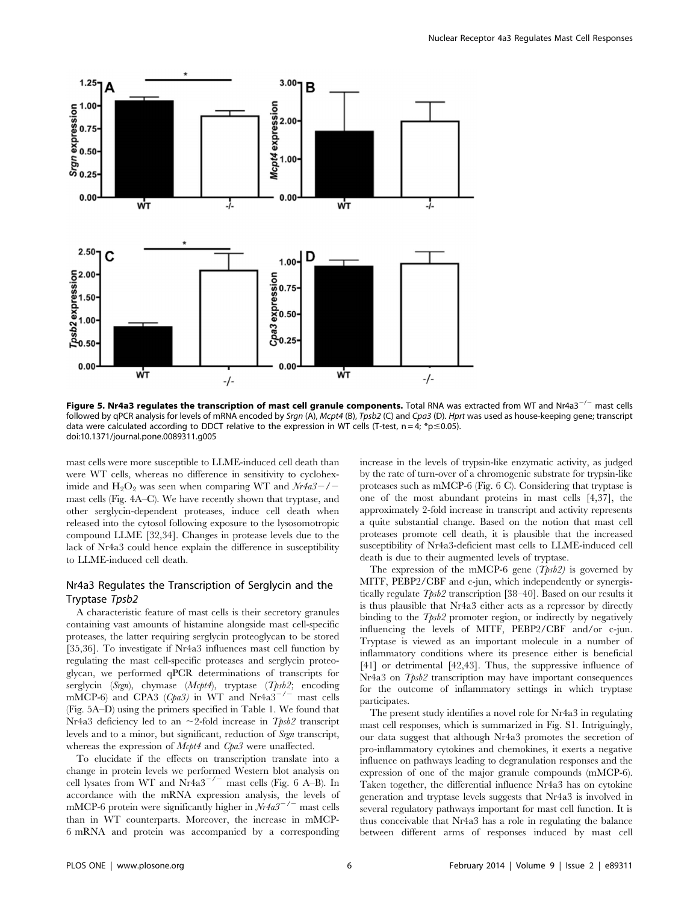**Figure 5. Nr4a3 regulates the transcription of mast cell granule components.** Total RNA was extracted from WT and $Nr4a3^{-/-}$ mast cells followed by qPCR analysis for levels of mRNA encoded by *Srgn* (A), *Mcpt4* (B), *Tpsb2* (C) and *Cpa3* (D). *Hprt* was used as house-keeping gene; transcript data were calculated according to DDCT relative to the expression in WT cells (T-test, n = 4; *p≤0.05).
doi:10.1371/journal.pone.0089311.g005

mast cells were more susceptible to LLME-induced cell death than were WT cells, whereas no difference in sensitivity to cycloheximide and $H_2O_2$ was seen when comparing WT and *Nr4a3−/−* mast cells (Fig. 4A–C). We have recently shown that tryptase, and other serglycin-dependent proteases, induce cell death when released into the cytosol following exposure to the lysosomotropic compound LLME [32,34]. Changes in protease levels due to the lack of Nr4a3 could hence explain the difference in susceptibility to LLME-induced cell death.

## Nr4a3 Regulates the Transcription of Serglycin and the Tryptase *Tpsb2*

A characteristic feature of mast cells is their secretory granules containing vast amounts of histamine alongside mast cell-specific proteases, the latter requiring serglycin proteoglycan to be stored [35,36]. To investigate if Nr4a3 influences mast cell function by regulating the mast cell-specific proteases and serglycin proteoglycan, we performed qPCR determinations of transcripts for serglycin (*Srgn*), chymase (*Mcpt4*), tryptase (*Tpsb2*; encoding mMCP-6) and CPA3 (*Cpa3)* in WT and $Nr4a3^{-/-}$ mast cells (Fig. 5A–D) using the primers specified in Table 1. We found that Nr4a3 deficiency led to an ~2-fold increase in *Tpsb2* transcript levels and to a minor, but significant, reduction of *Srgn* transcript, whereas the expression of *Mcpt4* and *Cpa3* were unaffected.

To elucidate if the effects on transcription translate into a change in protein levels we performed Western blot analysis on cell lysates from WT and $Nr4a3^{-/-}$ mast cells (Fig. 6 A–B). In accordance with the mRNA expression analysis, the levels of mMCP-6 protein were significantly higher in *Nr4a3*$^{-/-}$ mast cells than in WT counterparts. Moreover, the increase in mMCP-6 mRNA and protein was accompanied by a corresponding increase in the levels of trypsin-like enzymatic activity, as judged by the rate of turn-over of a chromogenic substrate for trypsin-like proteases such as mMCP-6 (Fig. 6 C). Considering that tryptase is one of the most abundant proteins in mast cells [4,37], the approximately 2-fold increase in transcript and activity represents a quite substantial change. Based on the notion that mast cell proteases promote cell death, it is plausible that the increased susceptibility of Nr4a3-deficient mast cells to LLME-induced cell death is due to their augmented levels of tryptase.

The expression of the mMCP-6 gene (*Tpsb2)* is governed by MITF, PEBP2/CBF and c-jun, which independently or synergistically regulate *Tpsb2* transcription [38–40]. Based on our results it is thus plausible that Nr4a3 either acts as a repressor by directly binding to the *Tpsb2* promoter region, or indirectly by negatively influencing the levels of MITF, PEBP2/CBF and/or c-jun. Tryptase is viewed as an important molecule in a number of inflammatory conditions where its presence either is beneficial [41] or detrimental [42,43]. Thus, the suppressive influence of Nr4a3 on *Tpsb2* transcription may have important consequences for the outcome of inflammatory settings in which tryptase participates.

The present study identifies a novel role for Nr4a3 in regulating mast cell responses, which is summarized in Fig. S1. Intriguingly, our data suggest that although Nr4a3 promotes the secretion of pro-inflammatory cytokines and chemokines, it exerts a negative influence on pathways leading to degranulation responses and the expression of one of the major granule compounds (mMCP-6). Taken together, the differential influence Nr4a3 has on cytokine generation and tryptase levels suggests that Nr4a3 is involved in several regulatory pathways important for mast cell function. It is thus conceivable that Nr4a3 has a role in regulating the balance between different arms of responses induced by mast cell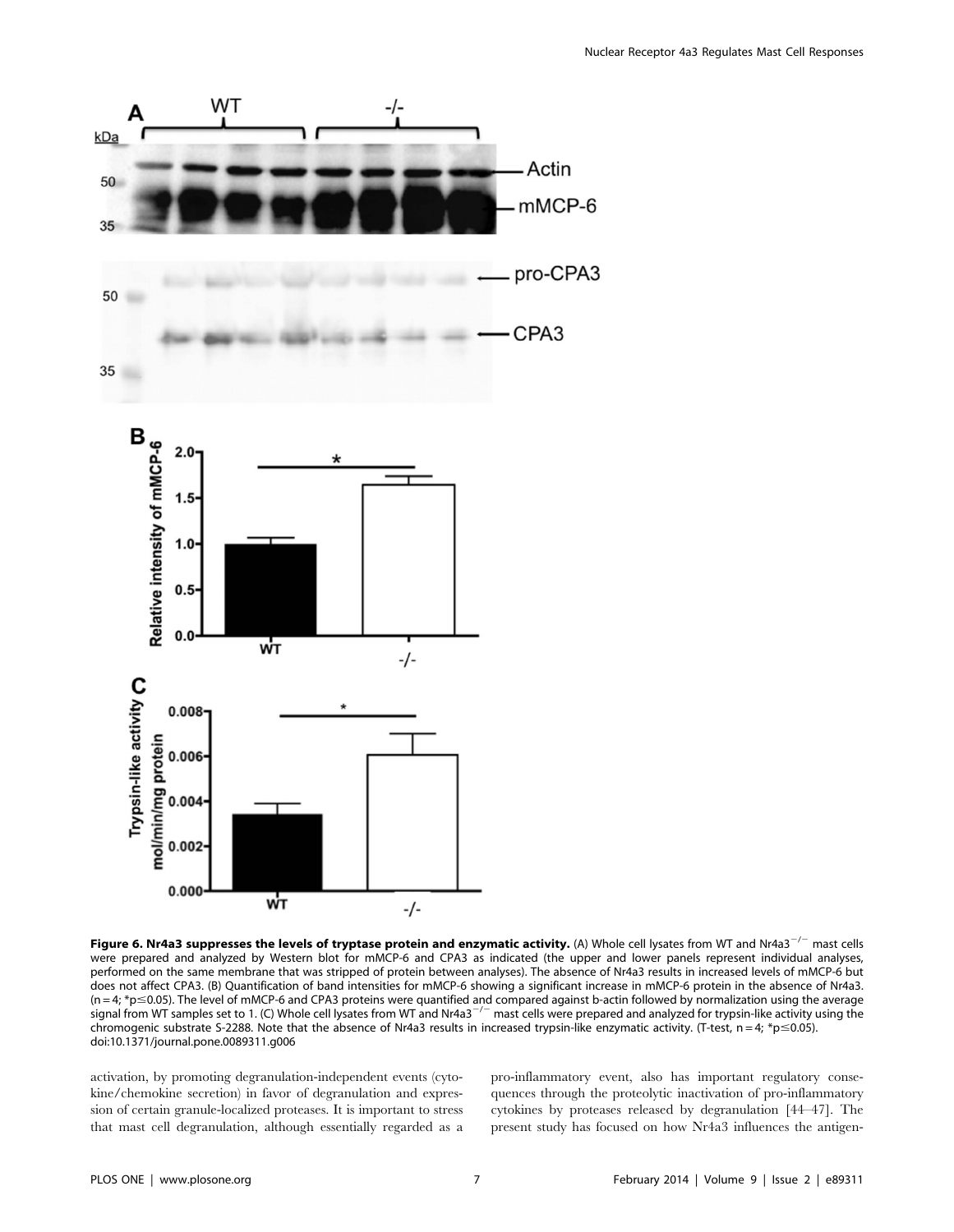**Figure 6. Nr4a3 suppresses the levels of tryptase protein and enzymatic activity.** (A) Whole cell lysates from WT and Nr4a3$^{-/-}$ mast cells were prepared and analyzed by Western blot for mMCP-6 and CPA3 as indicated (the upper and lower panels represent individual analyses, performed on the same membrane that was stripped of protein between analyses). The absence of Nr4a3 results in increased levels of mMCP-6 but does not affect CPA3. (B) Quantification of band intensities for mMCP-6 showing a significant increase in mMCP-6 protein in the absence of Nr4a3. (n = 4; *p≤0.05). The level of mMCP-6 and CPA3 proteins were quantified and compared against b-actin followed by normalization using the average signal from WT samples set to 1. (C) Whole cell lysates from WT and Nr4a3$^{-/-}$ mast cells were prepared and analyzed for trypsin-like activity using the chromogenic substrate S-2288. Note that the absence of Nr4a3 results in increased trypsin-like enzymatic activity. (T-test, n = 4; *p≤0.05).
doi:10.1371/journal.pone.0089311.g006

activation, by promoting degranulation-independent events (cytokine/chemokine secretion) in favor of degranulation and expression of certain granule-localized proteases. It is important to stress that mast cell degranulation, although essentially regarded as a pro-inflammatory event, also has important regulatory consequences through the proteolytic inactivation of pro-inflammatory cytokines by proteases released by degranulation [44–47]. The present study has focused on how Nr4a3 influences the antigen-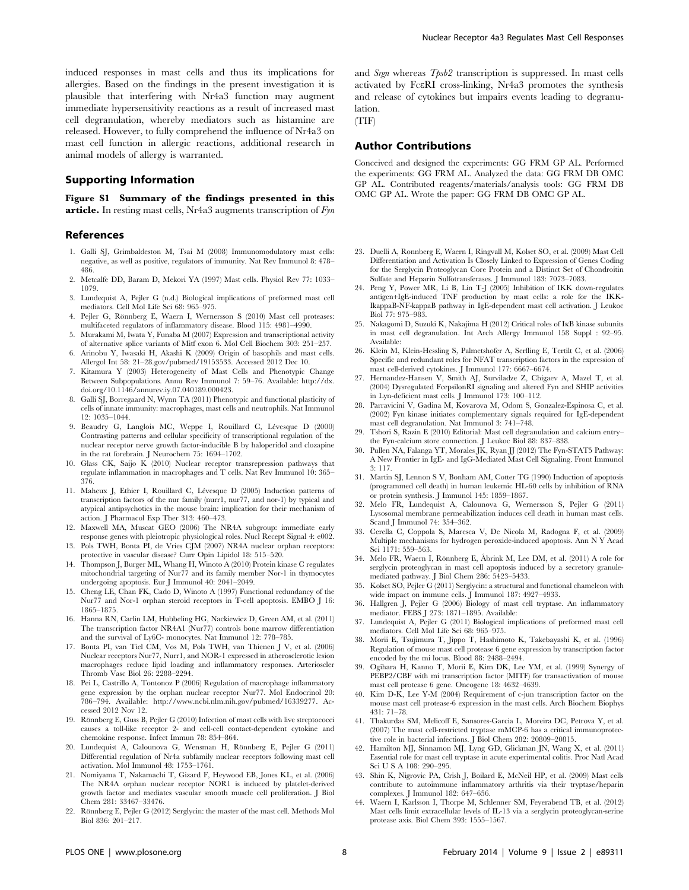induced responses in mast cells and thus its implications for allergies. Based on the findings in the present investigation it is plausible that interfering with Nr4a3 function may augment immediate hypersensitivity reactions as a result of increased mast cell degranulation, whereby mediators such as histamine are released. However, to fully comprehend the influence of Nr4a3 on mast cell function in allergic reactions, additional research in animal models of allergy is warranted.

## Supporting Information

**Figure S1 Summary of the findings presented in this article.** In resting mast cells, Nr4a3 augments transcription of *Fyn* and *Srgn* whereas *Tpsb2* transcription is suppressed. In mast cells activated by FcεRI cross-linking, Nr4a3 promotes the synthesis and release of cytokines but impairs events leading to degranulation.
(TIF)

## Author Contributions

Conceived and designed the experiments: GG FRM GP AL. Performed the experiments: GG FRM AL. Analyzed the data: GG FRM DB OMC GP AL. Contributed reagents/materials/analysis tools: GG FRM DB OMC GP AL. Wrote the paper: GG FRM DB OMC GP AL.

## References

1. Galli SJ, Grimbaldeston M, Tsai M (2008) Immunomodulatory mast cells: negative, as well as positive, regulators of immunity. Nat Rev Immunol 8: 478–486.
2. Metcalfe DD, Baram D, Mekori YA (1997) Mast cells. Physiol Rev 77: 1033–1079.
3. Lundequist A, Pejler G (n.d.) Biological implications of preformed mast cell mediators. Cell Mol Life Sci 68: 965–975.
4. Pejler G, Rönnberg E, Waern I, Wernersson S (2010) Mast cell proteases: multifaceted regulators of inflammatory disease. Blood 115: 4981–4990.
5. Murakami M, Iwata Y, Funaba M (2007) Expression and transcriptional activity of alternative splice variants of Mitf exon 6. Mol Cell Biochem 303: 251–257.
6. Arinobu Y, Iwasaki H, Akashi K (2009) Origin of basophils and mast cells. Allergol Int 58: 21–28.gov/pubmed/19153533. Accessed 2012 Dec 10.
7. Kitamura Y (2003) Heterogeneity of Mast Cells and Phenotypic Change Between Subpopulations. Annu Rev Immunol 7: 59–76. Available: http://dx.doi.org/10.1146/annurev.iy.07.040189.000423.
8. Galli SJ, Borregaard N, Wynn TA (2011) Phenotypic and functional plasticity of cells of innate immunity: macrophages, mast cells and neutrophils. Nat Immunol 12: 1035–1044.
9. Beaudry G, Langlois MC, Weppe I, Rouillard C, Lévesque D (2000) Contrasting patterns and cellular specificity of transcriptional regulation of the nuclear receptor nerve growth factor-inducible B by haloperidol and clozapine in the rat forebrain. J Neurochem 75: 1694–1702.
10. Glass CK, Saijo K (2010) Nuclear receptor transrepression pathways that regulate inflammation in macrophages and T cells. Nat Rev Immunol 10: 365–376.
11. Maheux J, Ethier I, Rouillard C, Lévesque D (2005) Induction patterns of transcription factors of the nur family (nurr1, nur77, and nor-1) by typical and atypical antipsychotics in the mouse brain: implication for their mechanism of action. J Pharmacol Exp Ther 313: 460–473.
12. Maxwell MA, Muscat GEO (2006) The NR4A subgroup: immediate early response genes with pleiotropic physiological roles. Nucl Recept Signal 4: e002.
13. Pols TWH, Bonta PI, de Vries CJM (2007) NR4A nuclear orphan receptors: protective in vascular disease? Curr Opin Lipidol 18: 515–520.
14. Thompson J, Burger ML, Whang H, Winoto A (2010) Protein kinase C regulates mitochondrial targeting of Nur77 and its family member Nor-1 in thymocytes undergoing apoptosis. Eur J Immunol 40: 2041–2049.
15. Cheng LE, Chan FK, Cado D, Winoto A (1997) Functional redundancy of the Nur77 and Nor-1 orphan steroid receptors in T-cell apoptosis. EMBO J 16: 1865–1875.
16. Hanna RN, Carlin LM, Hubbeling HG, Nackiewicz D, Green AM, et al. (2011) The transcription factor NR4A1 (Nur77) controls bone marrow differentiation and the survival of Ly6C- monocytes. Nat Immunol 12: 778–785.
17. Bonta PI, van Tiel CM, Vos M, Pols TWH, van Thienen J V, et al. (2006) Nuclear receptors Nur77, Nurr1, and NOR-1 expressed in atherosclerotic lesion macrophages reduce lipid loading and inflammatory responses. Arterioscler Thromb Vasc Biol 26: 2288–2294.
18. Pei L, Castrillo A, Tontonoz P (2006) Regulation of macrophage inflammatory gene expression by the orphan nuclear receptor Nur77. Mol Endocrinol 20: 786–794. Available: http://www.ncbi.nlm.nih.gov/pubmed/16339277. Accessed 2012 Nov 12.
19. Rönnberg E, Guss B, Pejler G (2010) Infection of mast cells with live streptococci causes a toll-like receptor 2- and cell-cell contact-dependent cytokine and chemokine response. Infect Immun 78: 854–864.
20. Lundequist A, Calounova G, Wensman H, Rönnberg E, Pejler G (2011) Differential regulation of Nr4a subfamily nuclear receptors following mast cell activation. Mol Immunol 48: 1753–1761.
21. Nomiyama T, Nakamachi T, Gizard F, Heywood EB, Jones KL, et al. (2006) The NR4A orphan nuclear receptor NOR1 is induced by platelet-derived growth factor and mediates vascular smooth muscle cell proliferation. J Biol Chem 281: 33467–33476.
22. Rönnberg E, Pejler G (2012) Serglycin: the master of the mast cell. Methods Mol Biol 836: 201–217.
23. Duelli A, Ronnberg E, Waern I, Ringvall M, Kolset SO, et al. (2009) Mast Cell Differentiation and Activation Is Closely Linked to Expression of Genes Coding for the Serglycin Proteoglycan Core Protein and a Distinct Set of Chondroitin Sulfate and Heparin Sulfotransferases. J Immunol 183: 7073–7083.
24. Peng Y, Power MR, Li B, Lin T-J (2005) Inhibition of IKK down-regulates antigen+IgE-induced TNF production by mast cells: a role for the IKK-IkappaB-NF-kappaB pathway in IgE-dependent mast cell activation. J Leukoc Biol 77: 975–983.
25. Nakagomi D, Suzuki K, Nakajima H (2012) Critical roles of IκB kinase subunits in mast cell degranulation. Int Arch Allergy Immunol 158 Suppl : 92–95. Available:
26. Klein M, Klein-Hessling S, Palmetshofer A, Serfling E, Tertilt C, et al. (2006) Specific and redundant roles for NFAT transcription factors in the expression of mast cell-derived cytokines. J Immunol 177: 6667–6674.
27. Hernandez-Hansen V, Smith AJ, Surviladze Z, Chigaev A, Mazel T, et al. (2004) Dysregulated FcepsilonRI signaling and altered Fyn and SHIP activities in Lyn-deficient mast cells. J Immunol 173: 100–112.
28. Parravicini V, Gadina M, Kovarova M, Odom S, Gonzalez-Espinosa C, et al. (2002) Fyn kinase initiates complementary signals required for IgE-dependent mast cell degranulation. Nat Immunol 3: 741–748.
29. Tshori S, Razin E (2010) Editorial: Mast cell degranulation and calcium entry–the Fyn-calcium store connection. J Leukoc Biol 88: 837–838.
30. Pullen NA, Falanga YT, Morales JK, Ryan JJ (2012) The Fyn-STAT5 Pathway: A New Frontier in IgE- and IgG-Mediated Mast Cell Signaling. Front Immunol 3: 117.
31. Martin SJ, Lennon S V, Bonham AM, Cotter TG (1990) Induction of apoptosis (programmed cell death) in human leukemic HL-60 cells by inhibition of RNA or protein synthesis. J Immunol 145: 1859–1867.
32. Melo FR, Lundequist A, Calounova G, Wernersson S, Pejler G (2011) Lysosomal membrane permeabilization induces cell death in human mast cells. Scand J Immunol 74: 354–362.
33. Cerella C, Coppola S, Maresca V, De Nicola M, Radogna F, et al. (2009) Multiple mechanisms for hydrogen peroxide-induced apoptosis. Ann N Y Acad Sci 1171: 559–563.
34. Melo FR, Waern I, Rönnberg E, Åbrink M, Lee DM, et al. (2011) A role for serglycin proteoglycan in mast cell apoptosis induced by a secretory granule-mediated pathway. J Biol Chem 286: 5423–5433.
35. Kolset SO, Pejler G (2011) Serglycin: a structural and functional chameleon with wide impact on immune cells. J Immunol 187: 4927–4933.
36. Hallgren J, Pejler G (2006) Biology of mast cell tryptase. An inflammatory mediator. FEBS J 273: 1871–1895. Available:
37. Lundequist A, Pejler G (2011) Biological implications of preformed mast cell mediators. Cell Mol Life Sci 68: 965–975.
38. Morii E, Tsujimura T, Jippo T, Hashimoto K, Takebayashi K, et al. (1996) Regulation of mouse mast cell protease 6 gene expression by transcription factor encoded by the mi locus. Blood 88: 2488–2494.
39. Ogihara H, Kanno T, Morii E, Kim DK, Lee YM, et al. (1999) Synergy of PEBP2/CBF with mi transcription factor (MITF) for transactivation of mouse mast cell protease 6 gene. Oncogene 18: 4632–4639.
40. Kim D-K, Lee Y-M (2004) Requirement of c-jun transcription factor on the mouse mast cell protease-6 expression in the mast cells. Arch Biochem Biophys 431: 71–78.
41. Thakurdas SM, Melicoff E, Sansores-Garcia L, Moreira DC, Petrova Y, et al. (2007) The mast cell-restricted tryptase mMCP-6 has a critical immunoprotective role in bacterial infections. J Biol Chem 282: 20809–20815.
42. Hamilton MJ, Sinnamon MJ, Lyng GD, Glickman JN, Wang X, et al. (2011) Essential role for mast cell tryptase in acute experimental colitis. Proc Natl Acad Sci U S A 108: 290–295.
43. Shin K, Nigrovic PA, Crish J, Boilard E, McNeil HP, et al. (2009) Mast cells contribute to autoimmune inflammatory arthritis via their tryptase/heparin complexes. J Immunol 182: 647–656.
44. Waern I, Karlsson I, Thorpe M, Schlenner SM, Feyerabend TB, et al. (2012) Mast cells limit extracellular levels of IL-13 via a serglycin proteoglycan-serine protease axis. Biol Chem 393: 1555–1567.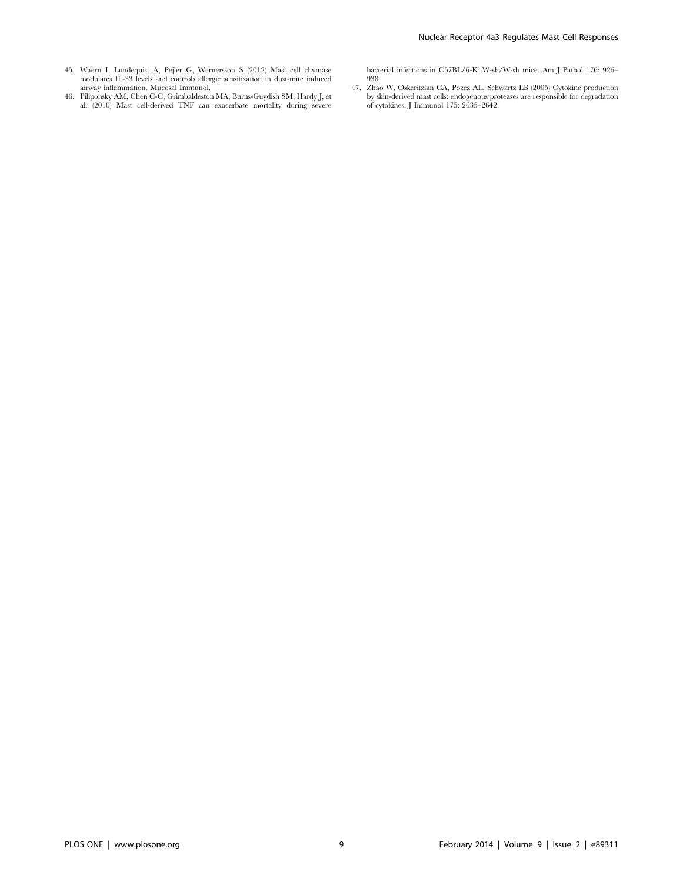45. Waern I, Lundequist A, Pejler G, Wernersson S (2012) Mast cell chymase modulates IL-33 levels and controls allergic sensitization in dust-mite induced airway inflammation. Mucosal Immunol.
46. Piliponsky AM, Chen C-C, Grimbaldeston MA, Burns-Guydish SM, Hardy J, et al. (2010) Mast cell-derived TNF can exacerbate mortality during severe bacterial infections in C57BL/6-KitW-sh/W-sh mice. Am J Pathol 176: 926–938.
47. Zhao W, Oskeritzian CA, Pozez AL, Schwartz LB (2005) Cytokine production by skin-derived mast cells: endogenous proteases are responsible for degradation of cytokines. J Immunol 175: 2635–2642.